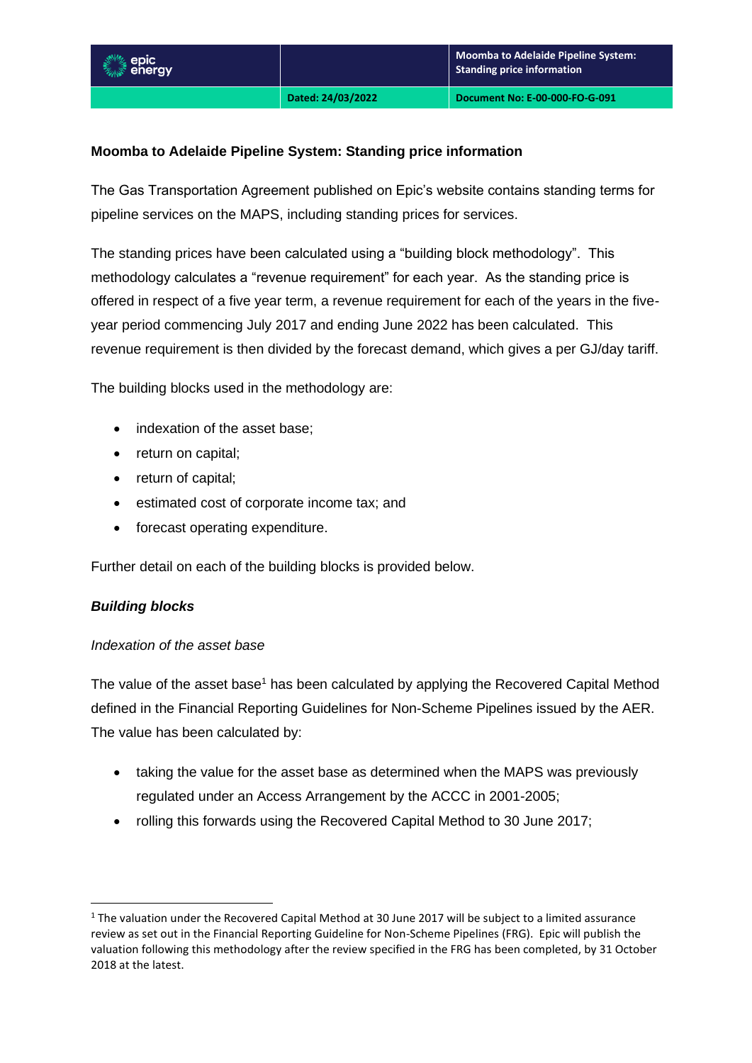## Moomba to Adelaide Pipeline System: Standing price information

The Gas Transportation Agreement published on Epic's website contains standing terms for pipeline services on the MAPS, including standing prices for services.

The standing prices have been calculated using a "building block methodology". This methodology calculates a "revenue requirement" for each year. As the standing price is offered in respect of a five year term, a revenue requirement for each of the years in the five-year period commencing July 2017 and ending June 2022 has been calculated. This revenue requirement is then divided by the forecast demand, which gives a per GJ/day tariff.

The building blocks used in the methodology are:

- indexation of the asset base;
- return on capital;
- return of capital;
- estimated cost of corporate income tax; and
- forecast operating expenditure.

Further detail on each of the building blocks is provided below.

### *Building blocks*

*Indexation of the asset base*

The value of the asset base[1] has been calculated by applying the Recovered Capital Method defined in the Financial Reporting Guidelines for Non-Scheme Pipelines issued by the AER. The value has been calculated by:

- taking the value for the asset base as determined when the MAPS was previously regulated under an Access Arrangement by the ACCC in 2001-2005;
- rolling this forwards using the Recovered Capital Method to 30 June 2017;

[1] The valuation under the Recovered Capital Method at 30 June 2017 will be subject to a limited assurance review as set out in the Financial Reporting Guideline for Non-Scheme Pipelines (FRG). Epic will publish the valuation following this methodology after the review specified in the FRG has been completed, by 31 October 2018 at the latest.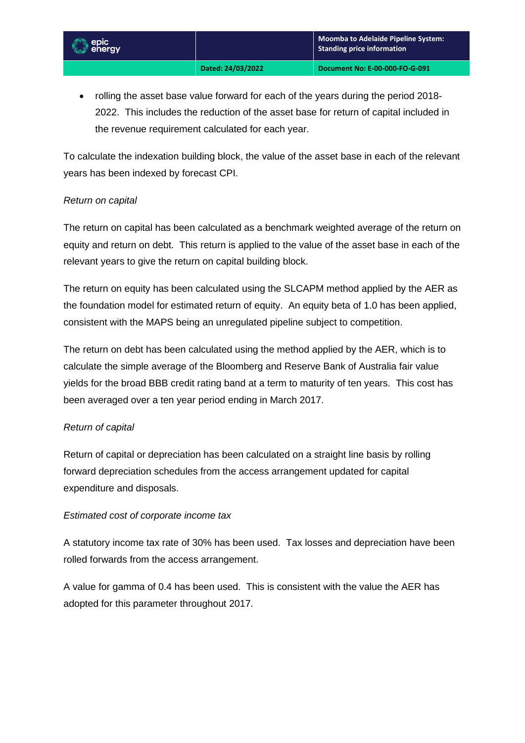- rolling the asset base value forward for each of the years during the period 2018-2022. This includes the reduction of the asset base for return of capital included in the revenue requirement calculated for each year.

To calculate the indexation building block, the value of the asset base in each of the relevant years has been indexed by forecast CPI.

*Return on capital*

The return on capital has been calculated as a benchmark weighted average of the return on equity and return on debt. This return is applied to the value of the asset base in each of the relevant years to give the return on capital building block.

The return on equity has been calculated using the SLCAPM method applied by the AER as the foundation model for estimated return of equity. An equity beta of 1.0 has been applied, consistent with the MAPS being an unregulated pipeline subject to competition.

The return on debt has been calculated using the method applied by the AER, which is to calculate the simple average of the Bloomberg and Reserve Bank of Australia fair value yields for the broad BBB credit rating band at a term to maturity of ten years. This cost has been averaged over a ten year period ending in March 2017.

*Return of capital*

Return of capital or depreciation has been calculated on a straight line basis by rolling forward depreciation schedules from the access arrangement updated for capital expenditure and disposals.

*Estimated cost of corporate income tax*

A statutory income tax rate of 30% has been used. Tax losses and depreciation have been rolled forwards from the access arrangement.

A value for gamma of 0.4 has been used. This is consistent with the value the AER has adopted for this parameter throughout 2017.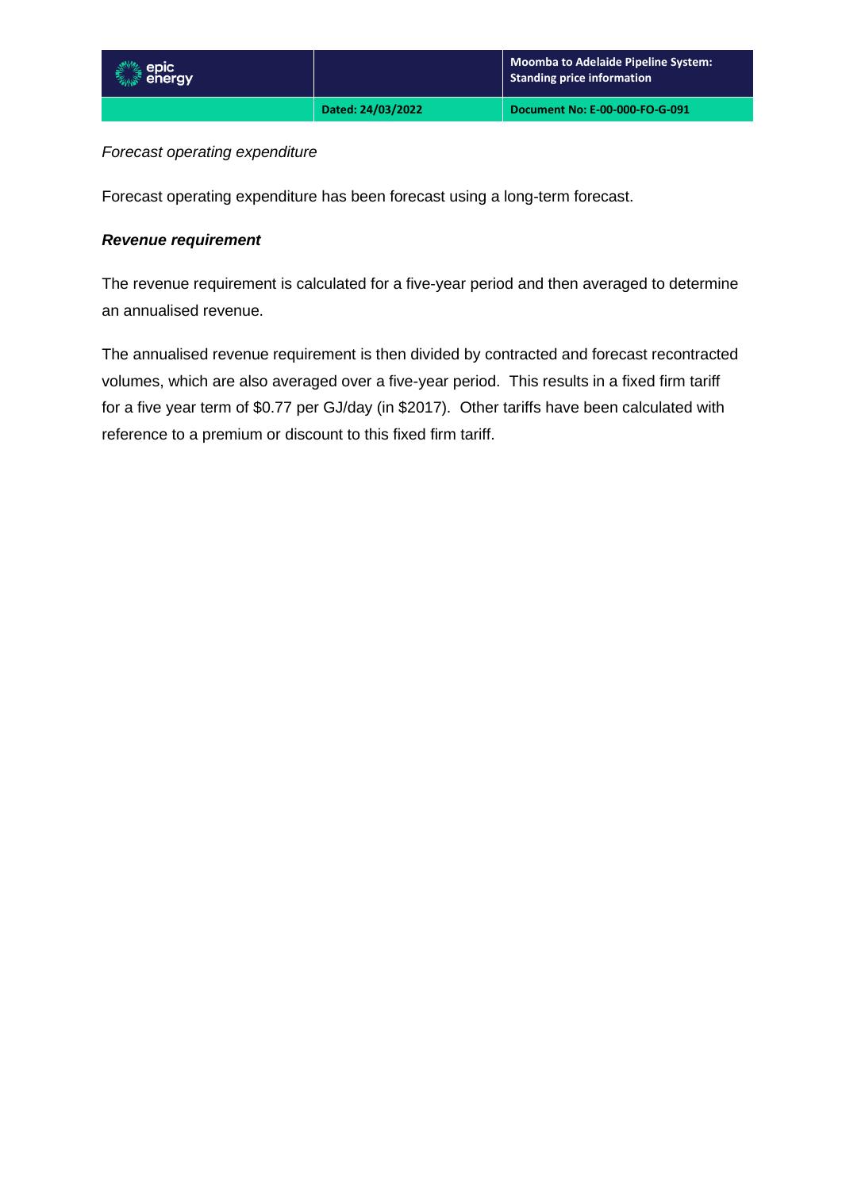*Forecast operating expenditure*

Forecast operating expenditure has been forecast using a long-term forecast.

***Revenue requirement***

The revenue requirement is calculated for a five-year period and then averaged to determine an annualised revenue.

The annualised revenue requirement is then divided by contracted and forecast recontracted volumes, which are also averaged over a five-year period. This results in a fixed firm tariff for a five year term of $0.77 per GJ/day (in $2017). Other tariffs have been calculated with reference to a premium or discount to this fixed firm tariff.